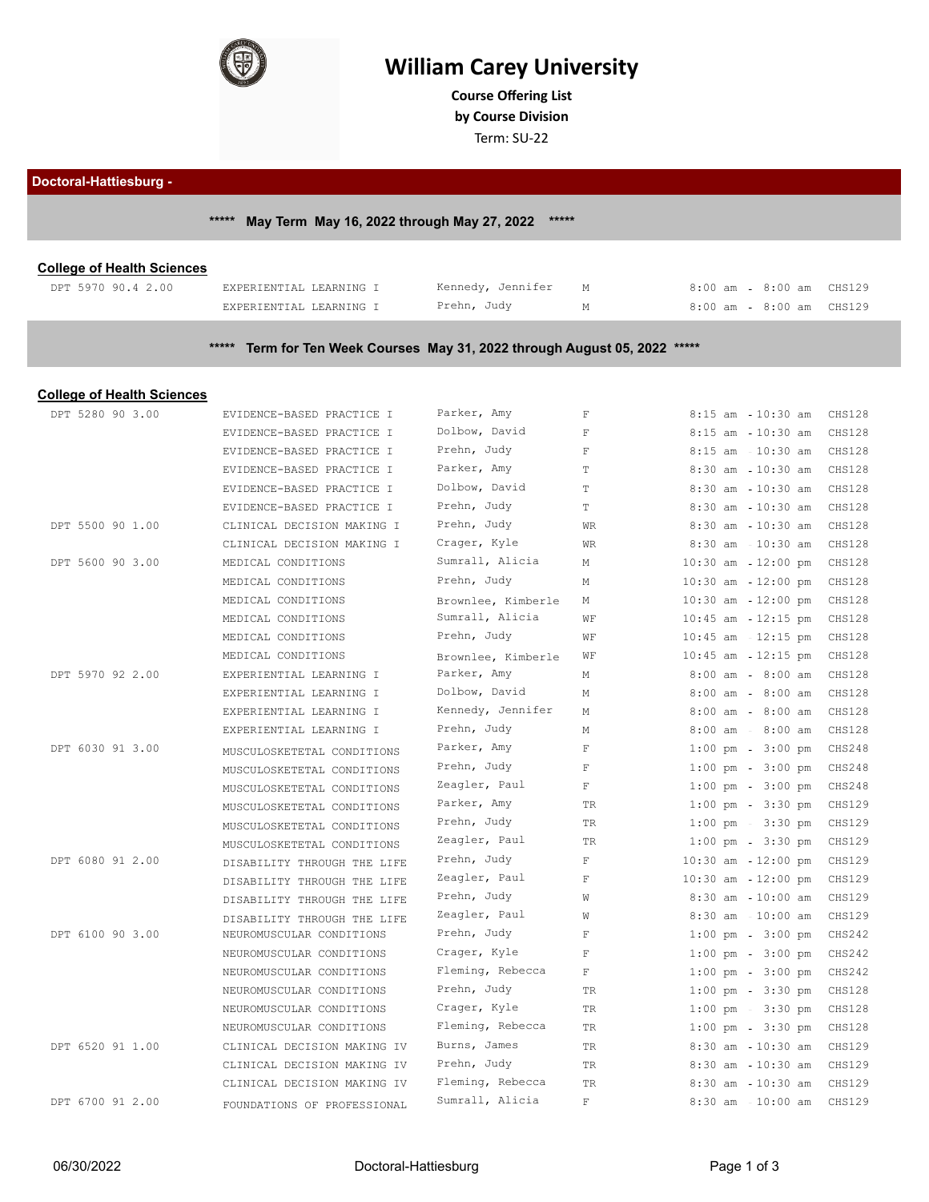# William Carey University

**Course Offering List**
**by Course Division**
Term: SU-22

## Doctoral-Hattiesburg -

### ***** May Term May 16, 2022 through May 27, 2022 *****

**College of Health Sciences**

| Course | Title | Instructor | Days | Time | Room |
|---|---|---|---|---|---|
| DPT 5970 90.4 2.00 | EXPERIENTIAL LEARNING I | Kennedy, Jennifer | M | 8:00 am - 8:00 am | CHS129 |
| | EXPERIENTIAL LEARNING I | Prehn, Judy | M | 8:00 am - 8:00 am | CHS129 |

### ***** Term for Ten Week Courses May 31, 2022 through August 05, 2022 *****

**College of Health Sciences**

| Course | Title | Instructor | Days | Time | Room |
|---|---|---|---|---|---|
| DPT 5280 90 3.00 | EVIDENCE-BASED PRACTICE I | Parker, Amy | F | 8:15 am - 10:30 am | CHS128 |
| | EVIDENCE-BASED PRACTICE I | Dolbow, David | F | 8:15 am - 10:30 am | CHS128 |
| | EVIDENCE-BASED PRACTICE I | Prehn, Judy | F | 8:15 am - 10:30 am | CHS128 |
| | EVIDENCE-BASED PRACTICE I | Parker, Amy | T | 8:30 am - 10:30 am | CHS128 |
| | EVIDENCE-BASED PRACTICE I | Dolbow, David | T | 8:30 am - 10:30 am | CHS128 |
| | EVIDENCE-BASED PRACTICE I | Prehn, Judy | T | 8:30 am - 10:30 am | CHS128 |
| DPT 5500 90 1.00 | CLINICAL DECISION MAKING I | Prehn, Judy | WR | 8:30 am - 10:30 am | CHS128 |
| | CLINICAL DECISION MAKING I | Crager, Kyle | WR | 8:30 am - 10:30 am | CHS128 |
| DPT 5600 90 3.00 | MEDICAL CONDITIONS | Sumrall, Alicia | M | 10:30 am - 12:00 pm | CHS128 |
| | MEDICAL CONDITIONS | Prehn, Judy | M | 10:30 am - 12:00 pm | CHS128 |
| | MEDICAL CONDITIONS | Brownlee, Kimberle | M | 10:30 am - 12:00 pm | CHS128 |
| | MEDICAL CONDITIONS | Sumrall, Alicia | WF | 10:45 am - 12:15 pm | CHS128 |
| | MEDICAL CONDITIONS | Prehn, Judy | WF | 10:45 am - 12:15 pm | CHS128 |
| | MEDICAL CONDITIONS | Brownlee, Kimberle | WF | 10:45 am - 12:15 pm | CHS128 |
| DPT 5970 92 2.00 | EXPERIENTIAL LEARNING I | Parker, Amy | M | 8:00 am - 8:00 am | CHS128 |
| | EXPERIENTIAL LEARNING I | Dolbow, David | M | 8:00 am - 8:00 am | CHS128 |
| | EXPERIENTIAL LEARNING I | Kennedy, Jennifer | M | 8:00 am - 8:00 am | CHS128 |
| | EXPERIENTIAL LEARNING I | Prehn, Judy | M | 8:00 am - 8:00 am | CHS128 |
| DPT 6030 91 3.00 | MUSCULOSKETETAL CONDITIONS | Parker, Amy | F | 1:00 pm - 3:00 pm | CHS248 |
| | MUSCULOSKETETAL CONDITIONS | Prehn, Judy | F | 1:00 pm - 3:00 pm | CHS248 |
| | MUSCULOSKETETAL CONDITIONS | Zeagler, Paul | F | 1:00 pm - 3:00 pm | CHS248 |
| | MUSCULOSKETETAL CONDITIONS | Parker, Amy | TR | 1:00 pm - 3:30 pm | CHS129 |
| | MUSCULOSKETETAL CONDITIONS | Prehn, Judy | TR | 1:00 pm - 3:30 pm | CHS129 |
| | MUSCULOSKETETAL CONDITIONS | Zeagler, Paul | TR | 1:00 pm - 3:30 pm | CHS129 |
| DPT 6080 91 2.00 | DISABILITY THROUGH THE LIFE | Prehn, Judy | F | 10:30 am - 12:00 pm | CHS129 |
| | DISABILITY THROUGH THE LIFE | Zeagler, Paul | F | 10:30 am - 12:00 pm | CHS129 |
| | DISABILITY THROUGH THE LIFE | Prehn, Judy | W | 8:30 am - 10:00 am | CHS129 |
| | DISABILITY THROUGH THE LIFE | Zeagler, Paul | W | 8:30 am - 10:00 am | CHS129 |
| DPT 6100 90 3.00 | NEUROMUSCULAR CONDITIONS | Prehn, Judy | F | 1:00 pm - 3:00 pm | CHS242 |
| | NEUROMUSCULAR CONDITIONS | Crager, Kyle | F | 1:00 pm - 3:00 pm | CHS242 |
| | NEUROMUSCULAR CONDITIONS | Fleming, Rebecca | F | 1:00 pm - 3:00 pm | CHS242 |
| | NEUROMUSCULAR CONDITIONS | Prehn, Judy | TR | 1:00 pm - 3:30 pm | CHS128 |
| | NEUROMUSCULAR CONDITIONS | Crager, Kyle | TR | 1:00 pm - 3:30 pm | CHS128 |
| | NEUROMUSCULAR CONDITIONS | Fleming, Rebecca | TR | 1:00 pm - 3:30 pm | CHS128 |
| DPT 6520 91 1.00 | CLINICAL DECISION MAKING IV | Burns, James | TR | 8:30 am - 10:30 am | CHS129 |
| | CLINICAL DECISION MAKING IV | Prehn, Judy | TR | 8:30 am - 10:30 am | CHS129 |
| | CLINICAL DECISION MAKING IV | Fleming, Rebecca | TR | 8:30 am - 10:30 am | CHS129 |
| DPT 6700 91 2.00 | FOUNDATIONS OF PROFESSIONAL | Sumrall, Alicia | F | 8:30 am - 10:00 am | CHS129 |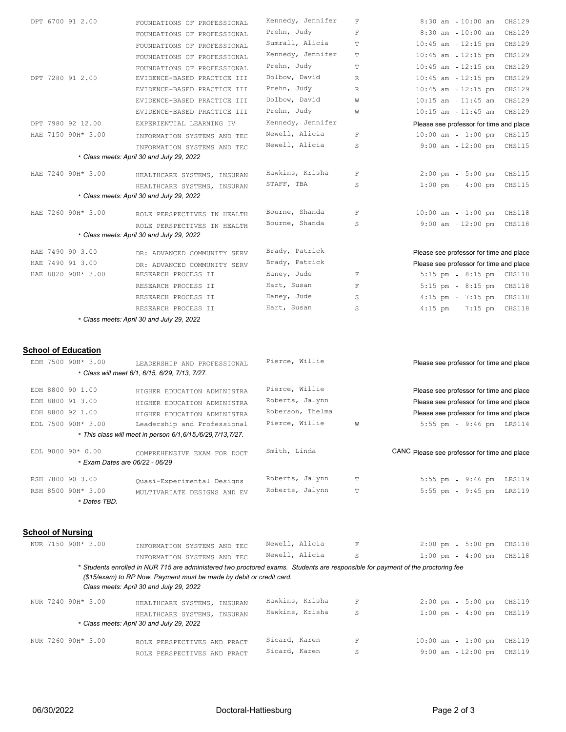| Course | Title | Instructor | Day | Time / Location |
|---|---|---|---|---|
| DPT 6700 91 2.00 | FOUNDATIONS OF PROFESSIONAL | Kennedy, Jennifer | F | 8:30 am - 10:00 am CHS129 |
| | FOUNDATIONS OF PROFESSIONAL | Prehn, Judy | F | 8:30 am - 10:00 am CHS129 |
| | FOUNDATIONS OF PROFESSIONAL | Sumrall, Alicia | T | 10:45 am - 12:15 pm CHS129 |
| | FOUNDATIONS OF PROFESSIONAL | Kennedy, Jennifer | T | 10:45 am - 12:15 pm CHS129 |
| | FOUNDATIONS OF PROFESSIONAL | Prehn, Judy | T | 10:45 am - 12:15 pm CHS129 |
| DPT 7280 91 2.00 | EVIDENCE-BASED PRACTICE III | Dolbow, David | R | 10:45 am - 12:15 pm CHS129 |
| | EVIDENCE-BASED PRACTICE III | Prehn, Judy | R | 10:45 am - 12:15 pm CHS129 |
| | EVIDENCE-BASED PRACTICE III | Dolbow, David | W | 10:15 am - 11:45 am CHS129 |
| | EVIDENCE-BASED PRACTICE III | Prehn, Judy | W | 10:15 am - 11:45 am CHS129 |
| DPT 7980 92 12.00 | EXPERIENTIAL LEARNING IV | Kennedy, Jennifer | | Please see professor for time and place |
| HAE 7150 90H* 3.00 | INFORMATION SYSTEMS AND TEC | Newell, Alicia | F | 10:00 am - 1:00 pm CHS115 |
| | INFORMATION SYSTEMS AND TEC | Newell, Alicia | S | 9:00 am - 12:00 pm CHS115 |
| | *\* Class meets: April 30 and July 29, 2022* | | | |
| HAE 7240 90H* 3.00 | HEALTHCARE SYSTEMS, INSURAN | Hawkins, Krisha | F | 2:00 pm - 5:00 pm CHS115 |
| | HEALTHCARE SYSTEMS, INSURAN | STAFF, TBA | S | 1:00 pm - 4:00 pm CHS115 |
| | *\* Class meets: April 30 and July 29, 2022* | | | |
| HAE 7260 90H* 3.00 | ROLE PERSPECTIVES IN HEALTH | Bourne, Shanda | F | 10:00 am - 1:00 pm CHS118 |
| | ROLE PERSPECTIVES IN HEALTH | Bourne, Shanda | S | 9:00 am - 12:00 pm CHS118 |
| | *\* Class meets: April 30 and July 29, 2022* | | | |
| HAE 7490 90 3.00 | DR: ADVANCED COMMUNITY SERV | Brady, Patrick | | Please see professor for time and place |
| HAE 7490 91 3.00 | DR: ADVANCED COMMUNITY SERV | Brady, Patrick | | Please see professor for time and place |
| HAE 8020 90H* 3.00 | RESEARCH PROCESS II | Haney, Jude | F | 5:15 pm - 8:15 pm CHS118 |
| | RESEARCH PROCESS II | Hart, Susan | F | 5:15 pm - 8:15 pm CHS118 |
| | RESEARCH PROCESS II | Haney, Jude | S | 4:15 pm - 7:15 pm CHS118 |
| | RESEARCH PROCESS II | Hart, Susan | S | 4:15 pm - 7:15 pm CHS118 |
| | *\* Class meets: April 30 and July 29, 2022* | | | |

## School of Education

| Course | Title | Instructor | Day | Time / Location |
|---|---|---|---|---|
| EDH 7500 90H* 3.00 | LEADERSHIP AND PROFESSIONAL | Pierce, Willie | | Please see professor for time and place |
| | *\* Class will meet 6/1, 6/15, 6/29, 7/13, 7/27.* | | | |
| EDH 8800 90 1.00 | HIGHER EDUCATION ADMINISTRA | Pierce, Willie | | Please see professor for time and place |
| EDH 8800 91 3.00 | HIGHER EDUCATION ADMINISTRA | Roberts, Jalynn | | Please see professor for time and place |
| EDH 8800 92 1.00 | HIGHER EDUCATION ADMINISTRA | Roberson, Thelma | | Please see professor for time and place |
| EDL 7500 90H* 3.00 | Leadership and Professional | Pierce, Willie | W | 5:55 pm - 9:46 pm LRS114 |
| | *\* This class will meet in person 6/1,6/15,/6/29,7/13,7/27.* | | | |
| EDL 9000 90* 0.00 | COMPREHENSIVE EXAM FOR DOCT | Smith, Linda | | CANC Please see professor for time and place |
| | *\* Exam Dates are 06/22 - 06/29* | | | |
| RSH 7800 90 3.00 | Quasi-Experimental Designs | Roberts, Jalynn | T | 5:55 pm - 9:46 pm LRS119 |
| RSH 8500 90H* 3.00 | MULTIVARIATE DESIGNS AND EV | Roberts, Jalynn | T | 5:55 pm - 9:45 pm LRS119 |
| | *\* Dates TBD.* | | | |

## School of Nursing

| Course | Title | Instructor | Day | Time / Location |
|---|---|---|---|---|
| NUR 7150 90H* 3.00 | INFORMATION SYSTEMS AND TEC | Newell, Alicia | F | 2:00 pm - 5:00 pm CHS118 |
| | INFORMATION SYSTEMS AND TEC | Newell, Alicia | S | 1:00 pm - 4:00 pm CHS118 |
| | *\* Students enrolled in NUR 715 are administered two proctored exams. Students are responsible for payment of the proctoring fee ($15/exam) to RP Now. Payment must be made by debit or credit card. Class meets: April 30 and July 29, 2022* | | | |
| NUR 7240 90H* 3.00 | HEALTHCARE SYSTEMS, INSURAN | Hawkins, Krisha | F | 2:00 pm - 5:00 pm CHS119 |
| | HEALTHCARE SYSTEMS, INSURAN | Hawkins, Krisha | S | 1:00 pm - 4:00 pm CHS119 |
| | *\* Class meets: April 30 and July 29, 2022* | | | |
| NUR 7260 90H* 3.00 | ROLE PERSPECTIVES AND PRACT | Sicard, Karen | F | 10:00 am - 1:00 pm CHS119 |
| | ROLE PERSPECTIVES AND PRACT | Sicard, Karen | S | 9:00 am - 12:00 pm CHS119 |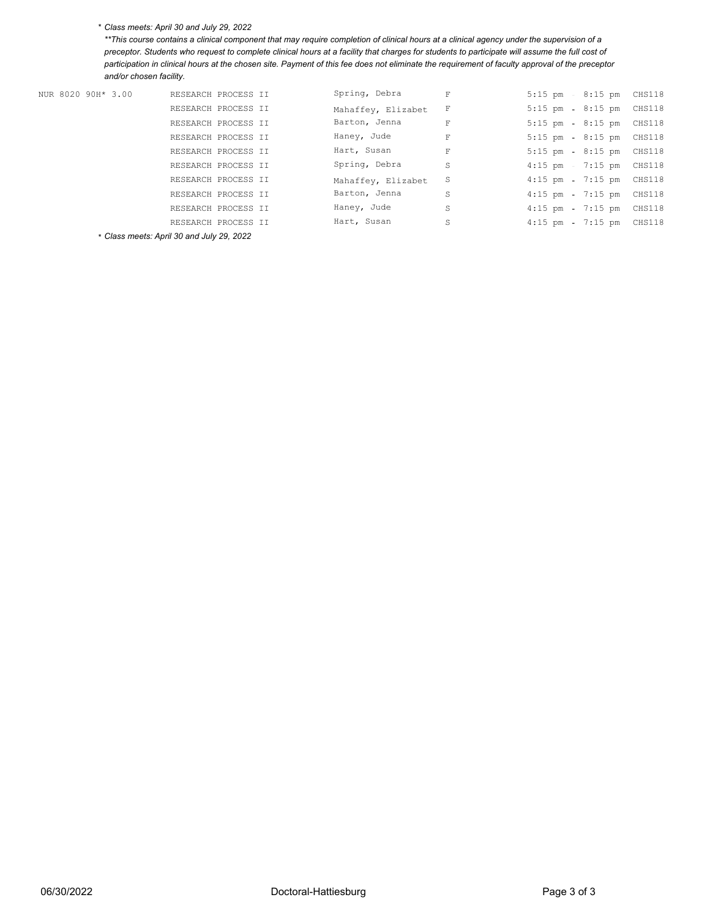\* *Class meets: April 30 and July 29, 2022*

*\*\*This course contains a clinical component that may require completion of clinical hours at a clinical agency under the supervision of a preceptor. Students who request to complete clinical hours at a facility that charges for students to participate will assume the full cost of participation in clinical hours at the chosen site. Payment of this fee does not eliminate the requirement of faculty approval of the preceptor and/or chosen facility.*

| | | | | | |
|---|---|---|---|---|---|
| NUR 8020 90H* 3.00 | RESEARCH PROCESS II | Spring, Debra | F | 5:15 pm - 8:15 pm | CHS118 |
| | RESEARCH PROCESS II | Mahaffey, Elizabet | F | 5:15 pm - 8:15 pm | CHS118 |
| | RESEARCH PROCESS II | Barton, Jenna | F | 5:15 pm - 8:15 pm | CHS118 |
| | RESEARCH PROCESS II | Haney, Jude | F | 5:15 pm - 8:15 pm | CHS118 |
| | RESEARCH PROCESS II | Hart, Susan | F | 5:15 pm - 8:15 pm | CHS118 |
| | RESEARCH PROCESS II | Spring, Debra | S | 4:15 pm - 7:15 pm | CHS118 |
| | RESEARCH PROCESS II | Mahaffey, Elizabet | S | 4:15 pm - 7:15 pm | CHS118 |
| | RESEARCH PROCESS II | Barton, Jenna | S | 4:15 pm - 7:15 pm | CHS118 |
| | RESEARCH PROCESS II | Haney, Jude | S | 4:15 pm - 7:15 pm | CHS118 |
| | RESEARCH PROCESS II | Hart, Susan | S | 4:15 pm - 7:15 pm | CHS118 |

\* *Class meets: April 30 and July 29, 2022*